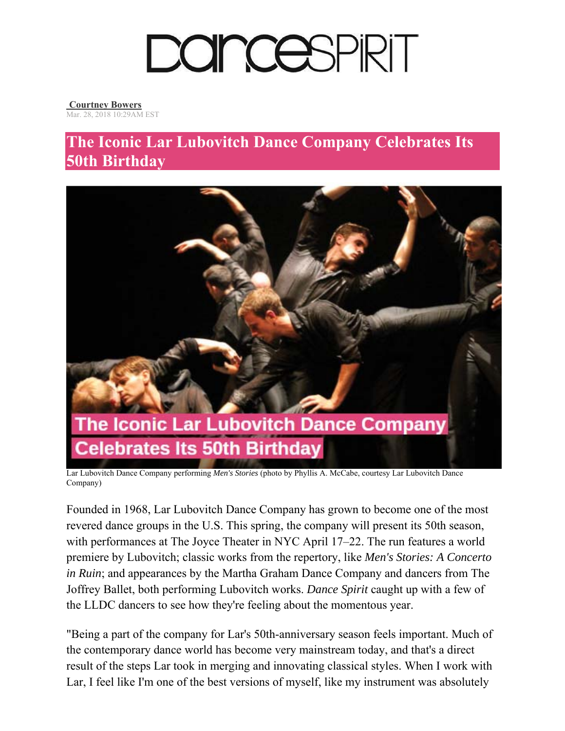# DanceSpirit

**Courtney Bowers**
Mar. 28, 2018 10:29AM EST

## The Iconic Lar Lubovitch Dance Company Celebrates Its 50th Birthday

Lar Lubovitch Dance Company performing *Men's Stories* (photo by Phyllis A. McCabe, courtesy Lar Lubovitch Dance Company)

Founded in 1968, Lar Lubovitch Dance Company has grown to become one of the most revered dance groups in the U.S. This spring, the company will present its 50th season, with performances at The Joyce Theater in NYC April 17–22. The run features a world premiere by Lubovitch; classic works from the repertory, like *Men's Stories: A Concerto in Ruin*; and appearances by the Martha Graham Dance Company and dancers from The Joffrey Ballet, both performing Lubovitch works. *Dance Spirit* caught up with a few of the LLDC dancers to see how they're feeling about the momentous year.

"Being a part of the company for Lar's 50th-anniversary season feels important. Much of the contemporary dance world has become very mainstream today, and that's a direct result of the steps Lar took in merging and innovating classical styles. When I work with Lar, I feel like I'm one of the best versions of myself, like my instrument was absolutely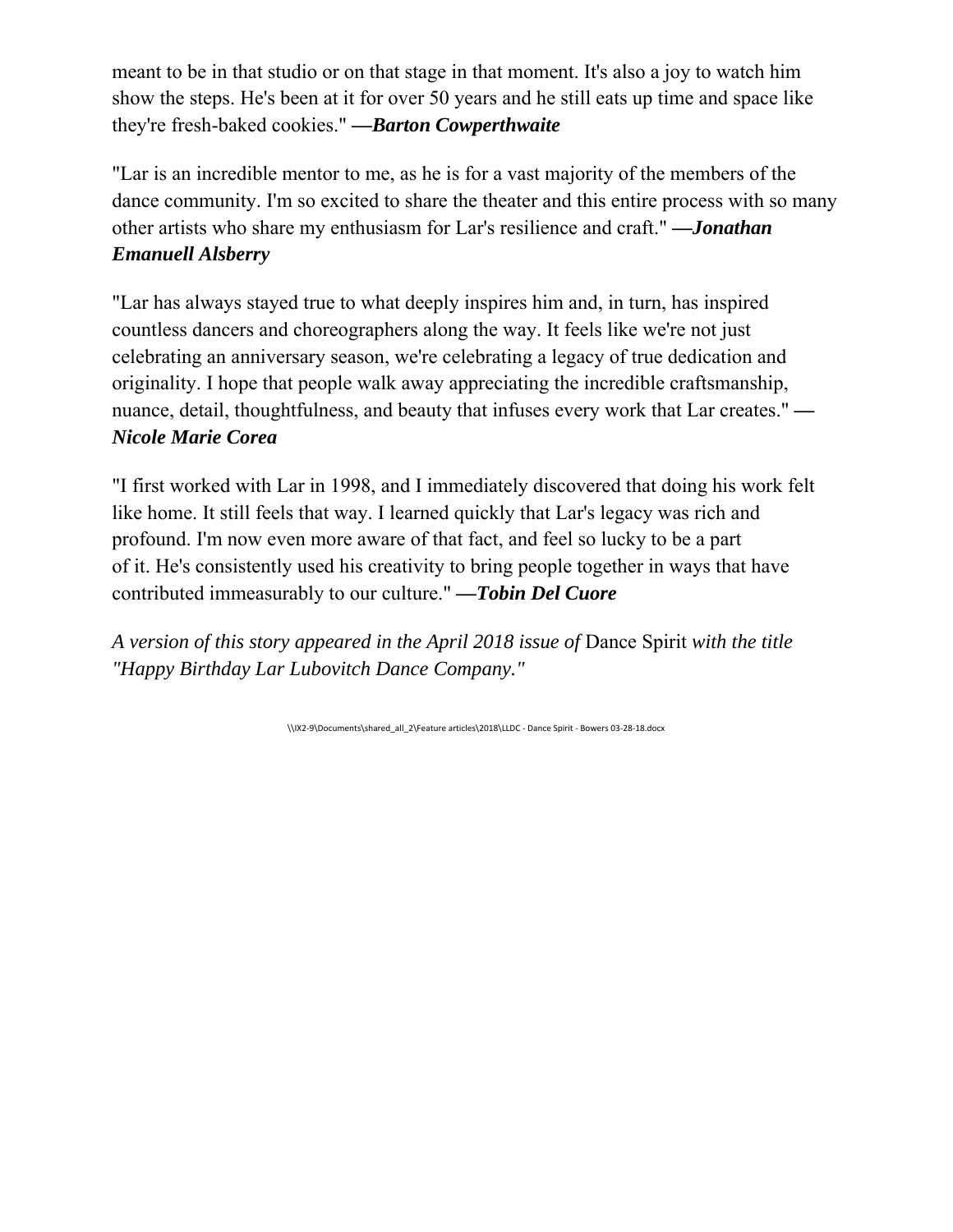meant to be in that studio or on that stage in that moment. It's also a joy to watch him show the steps. He's been at it for over 50 years and he still eats up time and space like they're fresh-baked cookies." ***—Barton Cowperthwaite***

"Lar is an incredible mentor to me, as he is for a vast majority of the members of the dance community. I'm so excited to share the theater and this entire process with so many other artists who share my enthusiasm for Lar's resilience and craft." ***—Jonathan Emanuell Alsberry***

"Lar has always stayed true to what deeply inspires him and, in turn, has inspired countless dancers and choreographers along the way. It feels like we're not just celebrating an anniversary season, we're celebrating a legacy of true dedication and originality. I hope that people walk away appreciating the incredible craftsmanship, nuance, detail, thoughtfulness, and beauty that infuses every work that Lar creates." ***—Nicole Marie Corea***

"I first worked with Lar in 1998, and I immediately discovered that doing his work felt like home. It still feels that way. I learned quickly that Lar's legacy was rich and profound. I'm now even more aware of that fact, and feel so lucky to be a part of it. He's consistently used his creativity to bring people together in ways that have contributed immeasurably to our culture." ***—Tobin Del Cuore***

*A version of this story appeared in the April 2018 issue of* Dance Spirit *with the title "Happy Birthday Lar Lubovitch Dance Company."*

\\IX2-9\Documents\shared_all_2\Feature articles\2018\LLDC - Dance Spirit - Bowers 03-28-18.docx